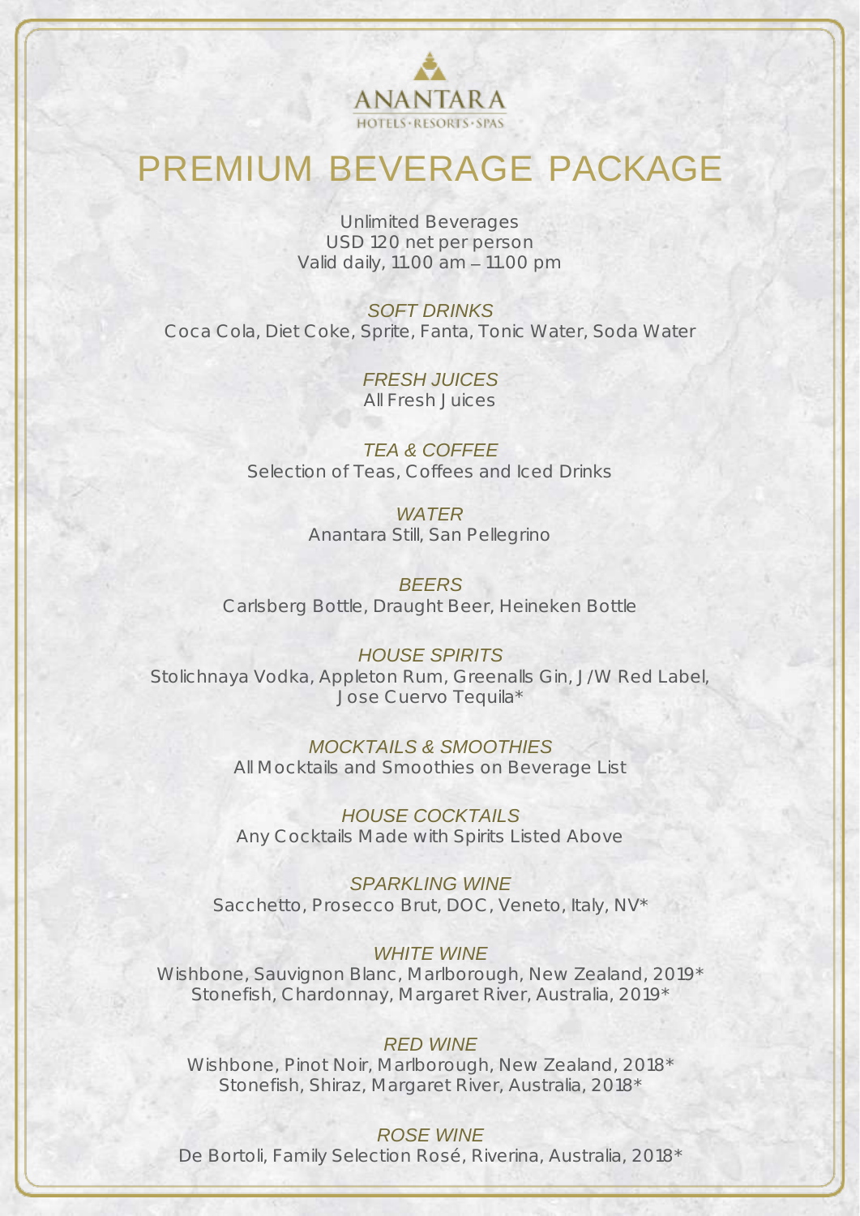ANANTARA

HOTELS · RESORTS · SPAS

# PREMIUM BEVERAGE PACKAGE

Unlimited Beverages
USD 120 net per person
Valid daily, 11.00 am – 11.00 pm

### *SOFT DRINKS*

Coca Cola, Diet Coke, Sprite, Fanta, Tonic Water, Soda Water

### *FRESH JUICES*

All Fresh Juices

### *TEA & COFFEE*

Selection of Teas, Coffees and Iced Drinks

### *WATER*

Anantara Still, San Pellegrino

### *BEERS*

Carlsberg Bottle, Draught Beer, Heineken Bottle

### *HOUSE SPIRITS*

Stolichnaya Vodka, Appleton Rum, Greenalls Gin, J/W Red Label,
Jose Cuervo Tequila*

### *MOCKTAILS & SMOOTHIES*

All Mocktails and Smoothies on Beverage List

### *HOUSE COCKTAILS*

Any Cocktails Made with Spirits Listed Above

### *SPARKLING WINE*

Sacchetto, Prosecco Brut, DOC, Veneto, Italy, NV*

### *WHITE WINE*

Wishbone, Sauvignon Blanc, Marlborough, New Zealand, 2019*
Stonefish, Chardonnay, Margaret River, Australia, 2019*

### *RED WINE*

Wishbone, Pinot Noir, Marlborough, New Zealand, 2018*
Stonefish, Shiraz, Margaret River, Australia, 2018*

### *ROSE WINE*

De Bortoli, Family Selection Rosé, Riverina, Australia, 2018*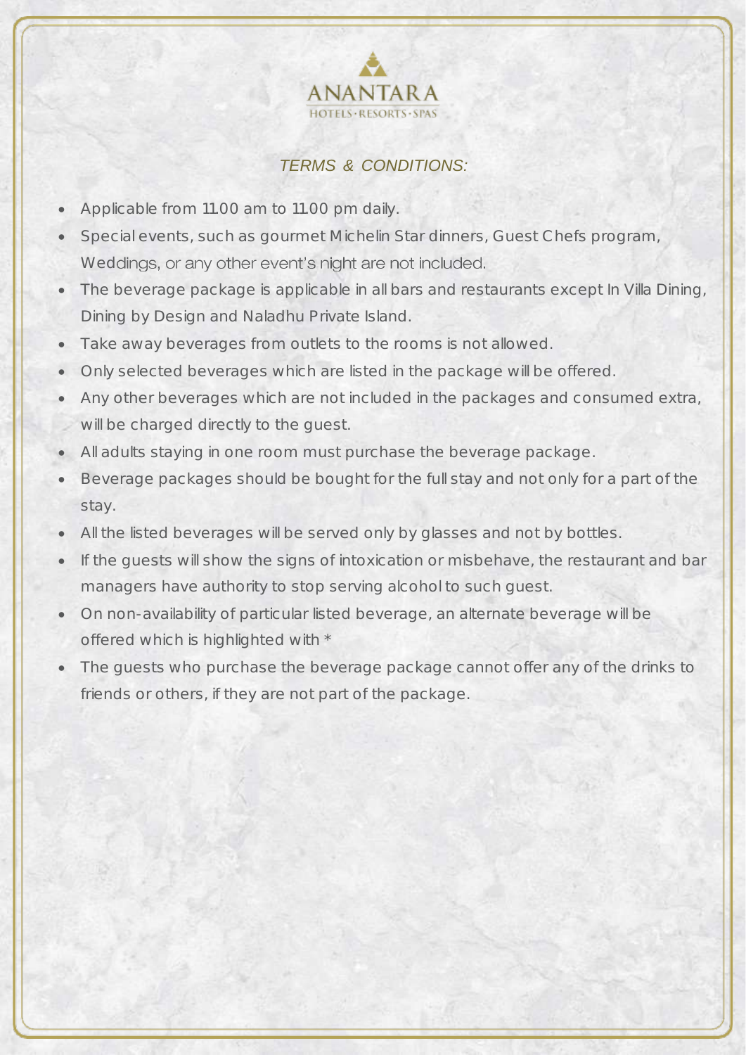ANANTARA

HOTELS·RESORTS·SPAS

## *TERMS & CONDITIONS:*

- Applicable from 11.00 am to 11.00 pm daily.
- Special events, such as gourmet Michelin Star dinners, Guest Chefs program, Weddings, or any other event's night are not included.
- The beverage package is applicable in all bars and restaurants except In Villa Dining, Dining by Design and Naladhu Private Island.
- Take away beverages from outlets to the rooms is not allowed.
- Only selected beverages which are listed in the package will be offered.
- Any other beverages which are not included in the packages and consumed extra, will be charged directly to the guest.
- All adults staying in one room must purchase the beverage package.
- Beverage packages should be bought for the full stay and not only for a part of the stay.
- All the listed beverages will be served only by glasses and not by bottles.
- If the guests will show the signs of intoxication or misbehave, the restaurant and bar managers have authority to stop serving alcohol to such guest.
- On non-availability of particular listed beverage, an alternate beverage will be offered which is highlighted with *
- The guests who purchase the beverage package cannot offer any of the drinks to friends or others, if they are not part of the package.